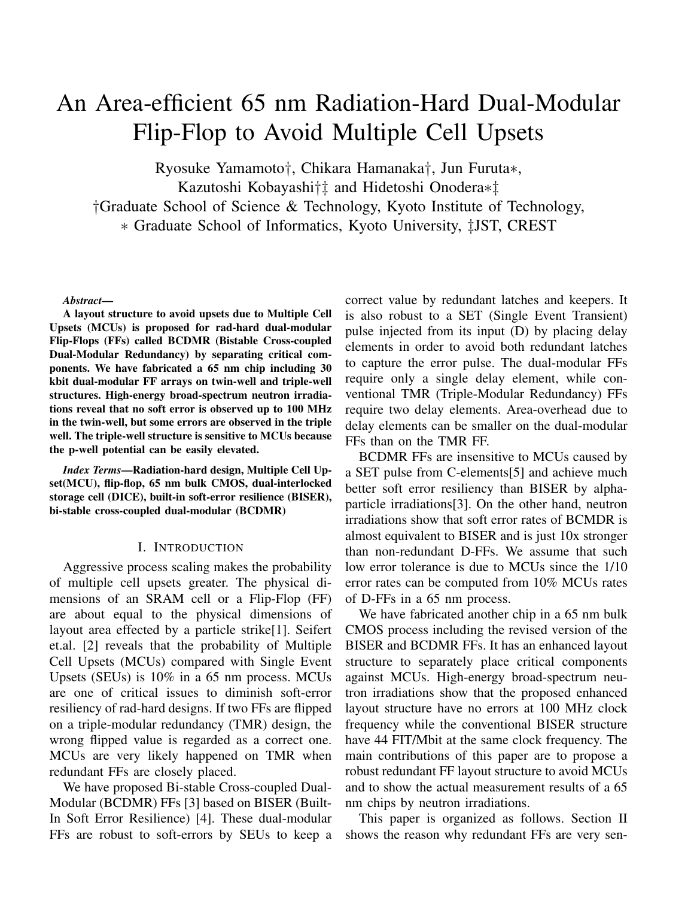# An Area-efficient 65 nm Radiation-Hard Dual-Modular Flip-Flop to Avoid Multiple Cell Upsets

Ryosuke Yamamoto†, Chikara Hamanaka†, Jun Furuta∗, Kazutoshi Kobayashi†‡ and Hidetoshi Onodera∗‡

†Graduate School of Science & Technology, Kyoto Institute of Technology,
∗ Graduate School of Informatics, Kyoto University, ‡JST, CREST

***Abstract*—**
**A layout structure to avoid upsets due to Multiple Cell Upsets (MCUs) is proposed for rad-hard dual-modular Flip-Flops (FFs) called BCDMR (Bistable Cross-coupled Dual-Modular Redundancy) by separating critical components. We have fabricated a 65 nm chip including 30 kbit dual-modular FF arrays on twin-well and triple-well structures. High-energy broad-spectrum neutron irradiations reveal that no soft error is observed up to 100 MHz in the twin-well, but some errors are observed in the triple well. The triple-well structure is sensitive to MCUs because the p-well potential can be easily elevated.**

***Index Terms*—Radiation-hard design, Multiple Cell Upset(MCU), flip-flop, 65 nm bulk CMOS, dual-interlocked storage cell (DICE), built-in soft-error resilience (BISER), bi-stable cross-coupled dual-modular (BCDMR)**

## I. Introduction

Aggressive process scaling makes the probability of multiple cell upsets greater. The physical dimensions of an SRAM cell or a Flip-Flop (FF) are about equal to the physical dimensions of layout area effected by a particle strike[1]. Seifert et.al. [2] reveals that the probability of Multiple Cell Upsets (MCUs) compared with Single Event Upsets (SEUs) is 10% in a 65 nm process. MCUs are one of critical issues to diminish soft-error resiliency of rad-hard designs. If two FFs are flipped on a triple-modular redundancy (TMR) design, the wrong flipped value is regarded as a correct one. MCUs are very likely happened on TMR when redundant FFs are closely placed.

We have proposed Bi-stable Cross-coupled Dual-Modular (BCDMR) FFs [3] based on BISER (Built-In Soft Error Resilience) [4]. These dual-modular FFs are robust to soft-errors by SEUs to keep a correct value by redundant latches and keepers. It is also robust to a SET (Single Event Transient) pulse injected from its input (D) by placing delay elements in order to avoid both redundant latches to capture the error pulse. The dual-modular FFs require only a single delay element, while conventional TMR (Triple-Modular Redundancy) FFs require two delay elements. Area-overhead due to delay elements can be smaller on the dual-modular FFs than on the TMR FF.

BCDMR FFs are insensitive to MCUs caused by a SET pulse from C-elements[5] and achieve much better soft error resiliency than BISER by alpha-particle irradiations[3]. On the other hand, neutron irradiations show that soft error rates of BCMDR is almost equivalent to BISER and is just 10x stronger than non-redundant D-FFs. We assume that such low error tolerance is due to MCUs since the 1/10 error rates can be computed from 10% MCUs rates of D-FFs in a 65 nm process.

We have fabricated another chip in a 65 nm bulk CMOS process including the revised version of the BISER and BCDMR FFs. It has an enhanced layout structure to separately place critical components against MCUs. High-energy broad-spectrum neutron irradiations show that the proposed enhanced layout structure have no errors at 100 MHz clock frequency while the conventional BISER structure have 44 FIT/Mbit at the same clock frequency. The main contributions of this paper are to propose a robust redundant FF layout structure to avoid MCUs and to show the actual measurement results of a 65 nm chips by neutron irradiations.

This paper is organized as follows. Section II shows the reason why redundant FFs are very sen-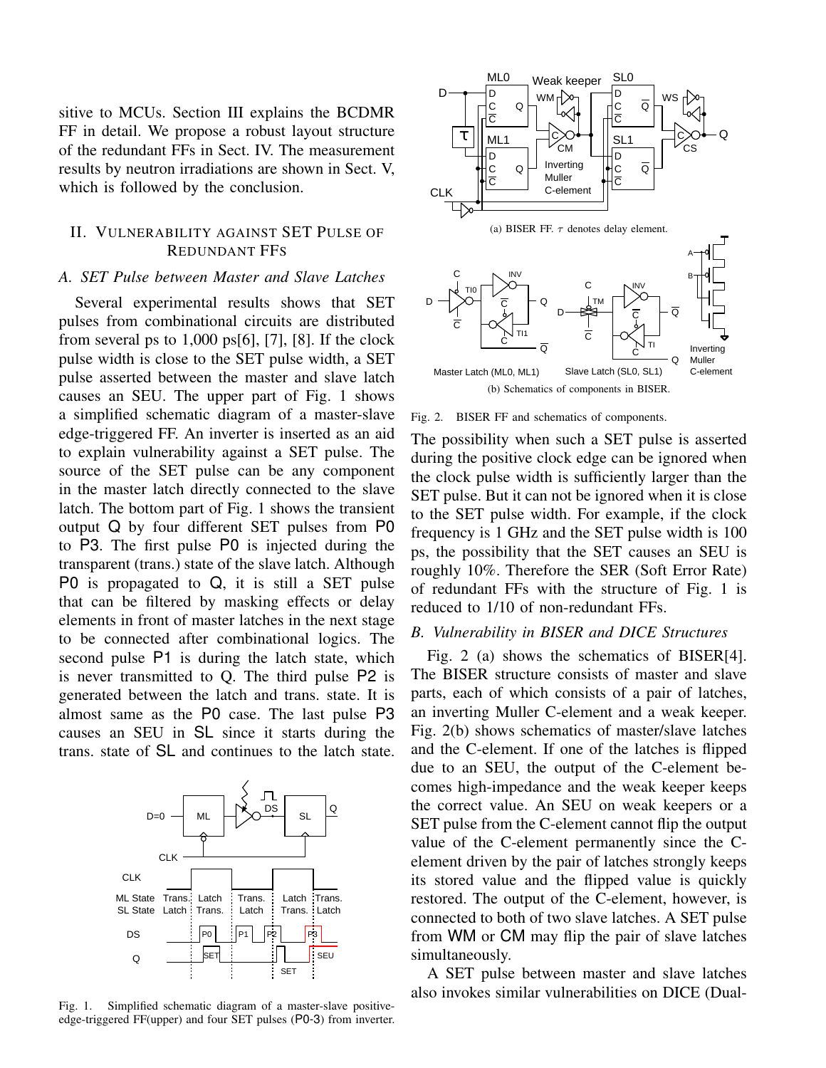sitive to MCUs. Section III explains the BCDMR FF in detail. We propose a robust layout structure of the redundant FFs in Sect. IV. The measurement results by neutron irradiations are shown in Sect. V, which is followed by the conclusion.

## II. Vulnerability against SET Pulse of Redundant FFs

### *A. SET Pulse between Master and Slave Latches*

Several experimental results shows that SET pulses from combinational circuits are distributed from several ps to 1,000 ps[6], [7], [8]. If the clock pulse width is close to the SET pulse width, a SET pulse asserted between the master and slave latch causes an SEU. The upper part of Fig. 1 shows a simplified schematic diagram of a master-slave edge-triggered FF. An inverter is inserted as an aid to explain vulnerability against a SET pulse. The source of the SET pulse can be any component in the master latch directly connected to the slave latch. The bottom part of Fig. 1 shows the transient output Q by four different SET pulses from P0 to P3. The first pulse P0 is injected during the transparent (trans.) state of the slave latch. Although P0 is propagated to Q, it is still a SET pulse that can be filtered by masking effects or delay elements in front of master latches in the next stage to be connected after combinational logics. The second pulse P1 is during the latch state, which is never transmitted to Q. The third pulse P2 is generated between the latch and trans. state. It is almost same as the P0 case. The last pulse P3 causes an SEU in SL since it starts during the trans. state of SL and continues to the latch state.

Fig. 1. Simplified schematic diagram of a master-slave positive-edge-triggered FF(upper) and four SET pulses (P0-3) from inverter.

(a) BISER FF. $\tau$ denotes delay element.

(b) Schematics of components in BISER.

Fig. 2. BISER FF and schematics of components.

The possibility when such a SET pulse is asserted during the positive clock edge can be ignored when the clock pulse width is sufficiently larger than the SET pulse. But it can not be ignored when it is close to the SET pulse width. For example, if the clock frequency is 1 GHz and the SET pulse width is 100 ps, the possibility that the SET causes an SEU is roughly 10%. Therefore the SER (Soft Error Rate) of redundant FFs with the structure of Fig. 1 is reduced to 1/10 of non-redundant FFs.

### *B. Vulnerability in BISER and DICE Structures*

Fig. 2 (a) shows the schematics of BISER[4]. The BISER structure consists of master and slave parts, each of which consists of a pair of latches, an inverting Muller C-element and a weak keeper. Fig. 2(b) shows schematics of master/slave latches and the C-element. If one of the latches is flipped due to an SEU, the output of the C-element becomes high-impedance and the weak keeper keeps the correct value. An SEU on weak keepers or a SET pulse from the C-element cannot flip the output value of the C-element permanently since the C-element driven by the pair of latches strongly keeps its stored value and the flipped value is quickly restored. The output of the C-element, however, is connected to both of two slave latches. A SET pulse from WM or CM may flip the pair of slave latches simultaneously.

A SET pulse between master and slave latches also invokes similar vulnerabilities on DICE (Dual-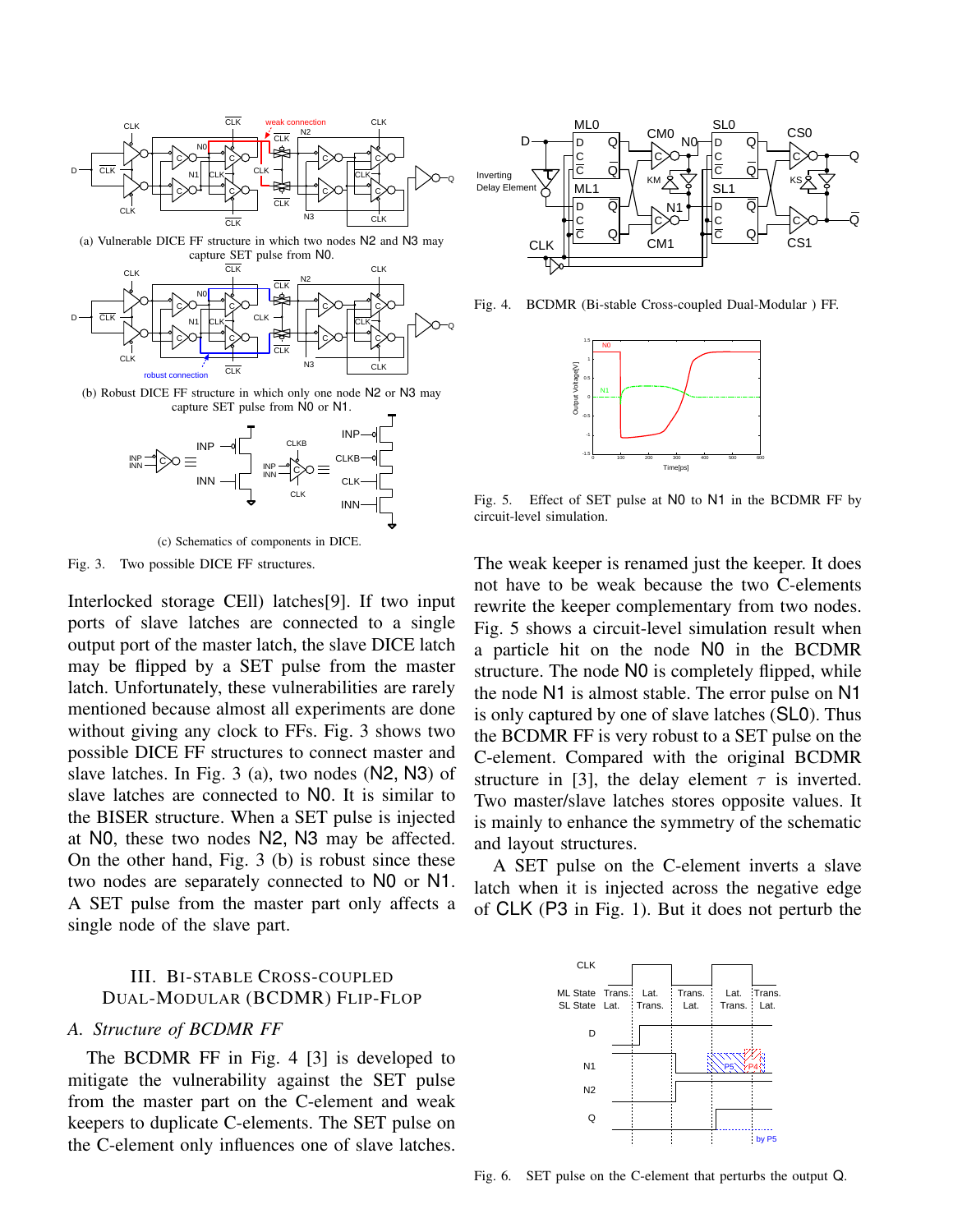(a) Vulnerable DICE FF structure in which two nodes N2 and N3 may capture SET pulse from N0.

(b) Robust DICE FF structure in which only one node N2 or N3 may capture SET pulse from N0 or N1.

(c) Schematics of components in DICE.

Fig. 3. Two possible DICE FF structures.

Interlocked storage CEll) latches[9]. If two input ports of slave latches are connected to a single output port of the master latch, the slave DICE latch may be flipped by a SET pulse from the master latch. Unfortunately, these vulnerabilities are rarely mentioned because almost all experiments are done without giving any clock to FFs. Fig. 3 shows two possible DICE FF structures to connect master and slave latches. In Fig. 3 (a), two nodes (N2, N3) of slave latches are connected to N0. It is similar to the BISER structure. When a SET pulse is injected at N0, these two nodes N2, N3 may be affected. On the other hand, Fig. 3 (b) is robust since these two nodes are separately connected to N0 or N1. A SET pulse from the master part only affects a single node of the slave part.

## III. Bi-stable Cross-coupled Dual-Modular (BCDMR) Flip-Flop

### A. Structure of BCDMR FF

The BCDMR FF in Fig. 4 [3] is developed to mitigate the vulnerability against the SET pulse from the master part on the C-element and weak keepers to duplicate C-elements. The SET pulse on the C-element only influences one of slave latches.

Fig. 4. BCDMR (Bi-stable Cross-coupled Dual-Modular ) FF.

Fig. 5. Effect of SET pulse at N0 to N1 in the BCDMR FF by circuit-level simulation.

The weak keeper is renamed just the keeper. It does not have to be weak because the two C-elements rewrite the keeper complementary from two nodes. Fig. 5 shows a circuit-level simulation result when a particle hit on the node N0 in the BCDMR structure. The node N0 is completely flipped, while the node N1 is almost stable. The error pulse on N1 is only captured by one of slave latches (SL0). Thus the BCDMR FF is very robust to a SET pulse on the C-element. Compared with the original BCDMR structure in [3], the delay element $\tau$ is inverted. Two master/slave latches stores opposite values. It is mainly to enhance the symmetry of the schematic and layout structures.

A SET pulse on the C-element inverts a slave latch when it is injected across the negative edge of CLK (P3 in Fig. 1). But it does not perturb the

Fig. 6. SET pulse on the C-element that perturbs the output Q.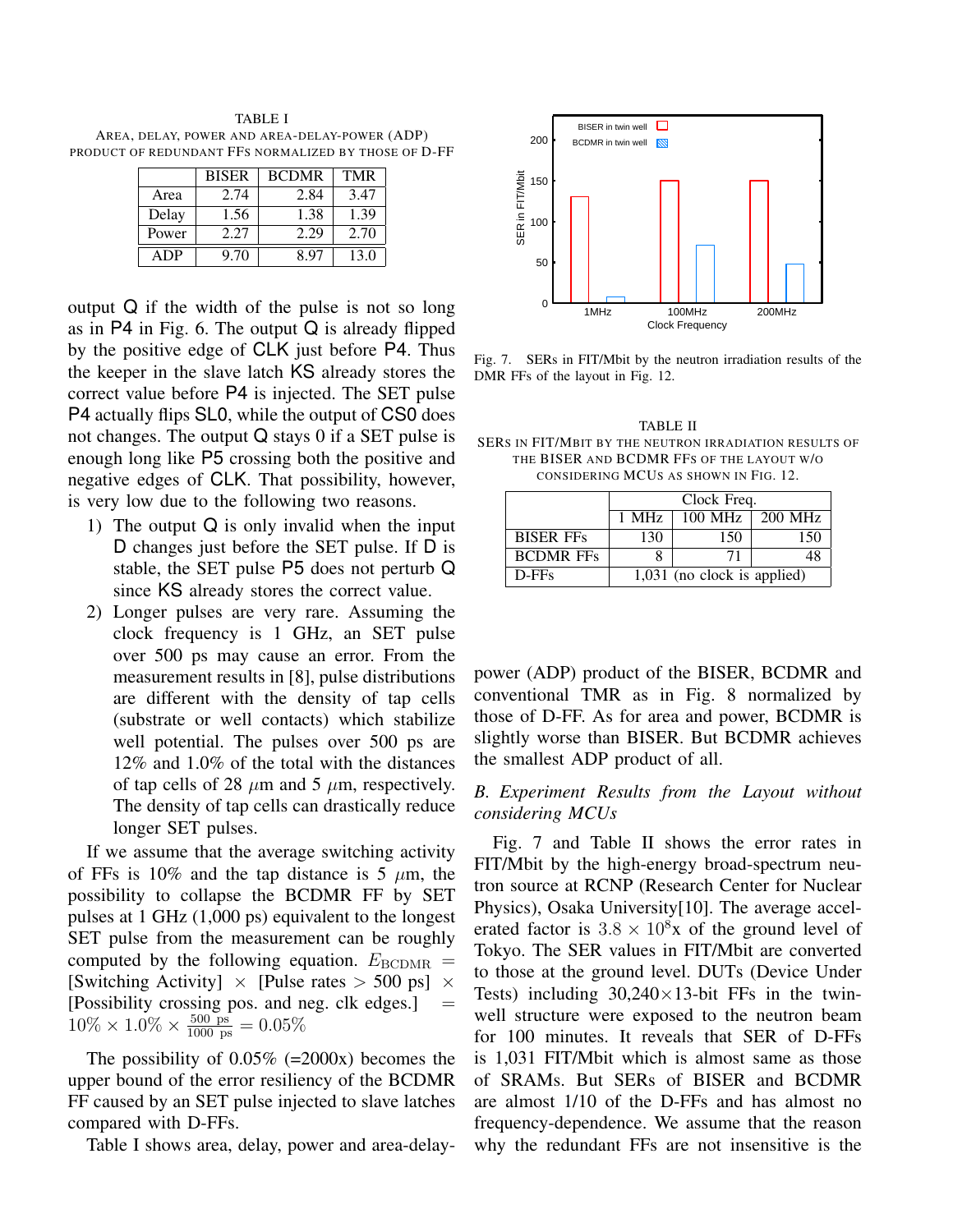TABLE I
AREA, DELAY, POWER AND AREA-DELAY-POWER (ADP) PRODUCT OF REDUNDANT FFS NORMALIZED BY THOSE OF D-FF

| | BISER | BCDMR | TMR |
|---|---|---|---|
| Area | 2.74 | 2.84 | 3.47 |
| Delay | 1.56 | 1.38 | 1.39 |
| Power | 2.27 | 2.29 | 2.70 |
| ADP | 9.70 | 8.97 | 13.0 |

output Q if the width of the pulse is not so long as in P4 in Fig. 6. The output Q is already flipped by the positive edge of CLK just before P4. Thus the keeper in the slave latch KS already stores the correct value before P4 is injected. The SET pulse P4 actually flips SL0, while the output of CS0 does not changes. The output Q stays 0 if a SET pulse is enough long like P5 crossing both the positive and negative edges of CLK. That possibility, however, is very low due to the following two reasons.

1) The output Q is only invalid when the input D changes just before the SET pulse. If D is stable, the SET pulse P5 does not perturb Q since KS already stores the correct value.
2) Longer pulses are very rare. Assuming the clock frequency is 1 GHz, an SET pulse over 500 ps may cause an error. From the measurement results in [8], pulse distributions are different with the density of tap cells (substrate or well contacts) which stabilize well potential. The pulses over 500 ps are 12% and 1.0% of the total with the distances of tap cells of 28 $\mu$m and 5 $\mu$m, respectively. The density of tap cells can drastically reduce longer SET pulses.

If we assume that the average switching activity of FFs is 10% and the tap distance is 5 $\mu$m, the possibility to collapse the BCDMR FF by SET pulses at 1 GHz (1,000 ps) equivalent to the longest SET pulse from the measurement can be roughly computed by the following equation. $E_{\mathrm{BCDMR}}$ = [Switching Activity] $\times$ [Pulse rates > 500 ps] $\times$ [Possibility crossing pos. and neg. clk edges.] $= 10\% \times 1.0\% \times \frac{500\ \mathrm{ps}}{1000\ \mathrm{ps}} = 0.05\%$

The possibility of 0.05% (=2000x) becomes the upper bound of the error resiliency of the BCDMR FF caused by an SET pulse injected to slave latches compared with D-FFs.

Table I shows area, delay, power and area-delay-power (ADP) product of the BISER, BCDMR and conventional TMR as in Fig. 8 normalized by those of D-FF. As for area and power, BCDMR is slightly worse than BISER. But BCDMR achieves the smallest ADP product of all.

Fig. 7. SERs in FIT/Mbit by the neutron irradiation results of the DMR FFs of the layout in Fig. 12.

TABLE II
SERS IN FIT/MBIT BY THE NEUTRON IRRADIATION RESULTS OF THE BISER AND BCDMR FFS OF THE LAYOUT W/O CONSIDERING MCUS AS SHOWN IN FIG. 12.

| | Clock Freq. | | |
|---|---|---|---|
| | 1 MHz | 100 MHz | 200 MHz |
| BISER FFs | 130 | 150 | 150 |
| BCDMR FFs | 8 | 71 | 48 |
| D-FFs | 1,031 (no clock is applied) | | |

### *B. Experiment Results from the Layout without considering MCUs*

Fig. 7 and Table II shows the error rates in FIT/Mbit by the high-energy broad-spectrum neutron source at RCNP (Research Center for Nuclear Physics), Osaka University[10]. The average accelerated factor is $3.8 \times 10^8$x of the ground level of Tokyo. The SER values in FIT/Mbit are converted to those at the ground level. DUTs (Device Under Tests) including 30,240$\times$13-bit FFs in the twin-well structure were exposed to the neutron beam for 100 minutes. It reveals that SER of D-FFs is 1,031 FIT/Mbit which is almost same as those of SRAMs. But SERs of BISER and BCDMR are almost 1/10 of the D-FFs and has almost no frequency-dependence. We assume that the reason why the redundant FFs are not insensitive is the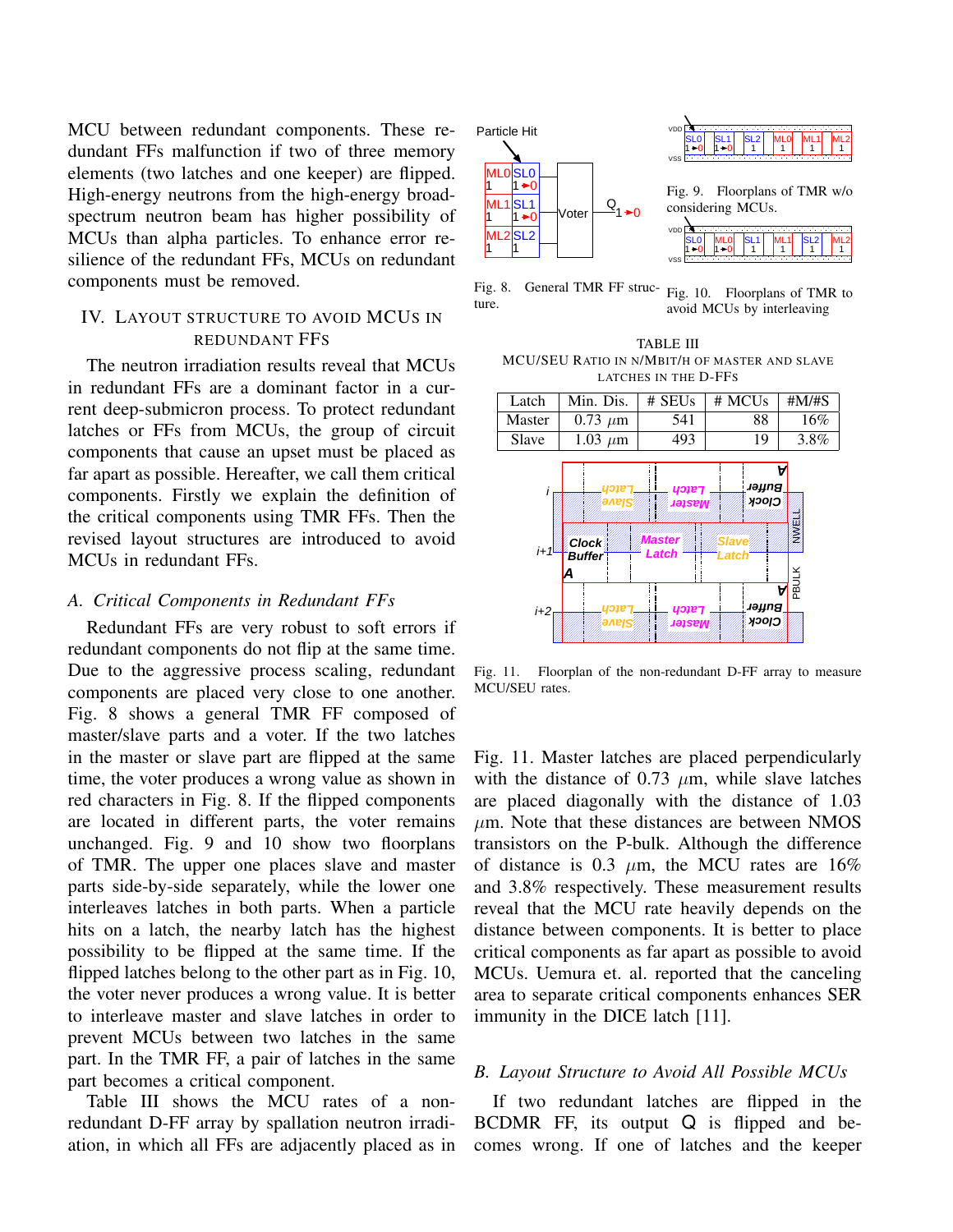MCU between redundant components. These redundant FFs malfunction if two of three memory elements (two latches and one keeper) are flipped. High-energy neutrons from the high-energy broad-spectrum neutron beam has higher possibility of MCUs than alpha particles. To enhance error resilience of the redundant FFs, MCUs on redundant components must be removed.

## IV. Layout Structure to Avoid MCUs in Redundant FFs

The neutron irradiation results reveal that MCUs in redundant FFs are a dominant factor in a current deep-submicron process. To protect redundant latches or FFs from MCUs, the group of circuit components that cause an upset must be placed as far apart as possible. Hereafter, we call them critical components. Firstly we explain the definition of the critical components using TMR FFs. Then the revised layout structures are introduced to avoid MCUs in redundant FFs.

### A. Critical Components in Redundant FFs

Redundant FFs are very robust to soft errors if redundant components do not flip at the same time. Due to the aggressive process scaling, redundant components are placed very close to one another. Fig. 8 shows a general TMR FF composed of master/slave parts and a voter. If the two latches in the master or slave part are flipped at the same time, the voter produces a wrong value as shown in red characters in Fig. 8. If the flipped components are located in different parts, the voter remains unchanged. Fig. 9 and 10 show two floorplans of TMR. The upper one places slave and master parts side-by-side separately, while the lower one interleaves latches in both parts. When a particle hits on a latch, the nearby latch has the highest possibility to be flipped at the same time. If the flipped latches belong to the other part as in Fig. 10, the voter never produces a wrong value. It is better to interleave master and slave latches in order to prevent MCUs between two latches in the same part. In the TMR FF, a pair of latches in the same part becomes a critical component.

Table III shows the MCU rates of a non-redundant D-FF array by spallation neutron irradiation, in which all FFs are adjacently placed as in

Fig. 8. General TMR FF structure.

Fig. 9. Floorplans of TMR w/o considering MCUs.

Fig. 10. Floorplans of TMR to avoid MCUs by interleaving

TABLE III
MCU/SEU Ratio in N/Mbit/h of Master and Slave Latches in the D-FFs

| Latch | Min. Dis. | # SEUs | # MCUs | #M/#S |
|---|---|---|---|---|
| Master | 0.73 $\mu$m | 541 | 88 | 16% |
| Slave | 1.03 $\mu$m | 493 | 19 | 3.8% |

Fig. 11. Floorplan of the non-redundant D-FF array to measure MCU/SEU rates.

Fig. 11. Master latches are placed perpendicularly with the distance of 0.73 $\mu$m, while slave latches are placed diagonally with the distance of 1.03 $\mu$m. Note that these distances are between NMOS transistors on the P-bulk. Although the difference of distance is 0.3 $\mu$m, the MCU rates are 16% and 3.8% respectively. These measurement results reveal that the MCU rate heavily depends on the distance between components. It is better to place critical components as far apart as possible to avoid MCUs. Uemura et. al. reported that the canceling area to separate critical components enhances SER immunity in the DICE latch [11].

### B. Layout Structure to Avoid All Possible MCUs

If two redundant latches are flipped in the BCDMR FF, its output Q is flipped and becomes wrong. If one of latches and the keeper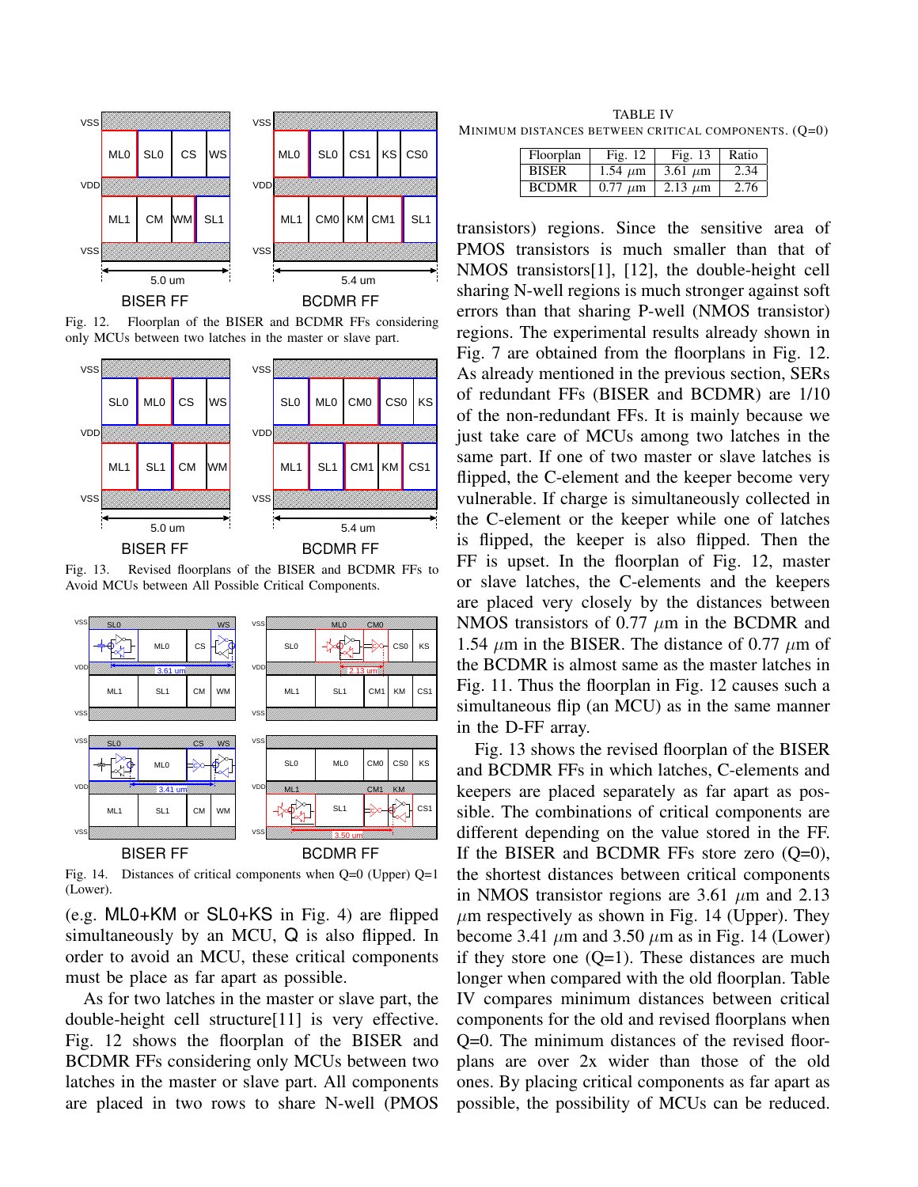Fig. 12. Floorplan of the BISER and BCDMR FFs considering only MCUs between two latches in the master or slave part.

Fig. 13. Revised floorplans of the BISER and BCDMR FFs to Avoid MCUs between All Possible Critical Components.

Fig. 14. Distances of critical components when Q=0 (Upper) Q=1 (Lower).

(e.g. ML0+KM or SL0+KS in Fig. 4) are flipped simultaneously by an MCU, Q is also flipped. In order to avoid an MCU, these critical components must be place as far apart as possible.

As for two latches in the master or slave part, the double-height cell structure[11] is very effective. Fig. 12 shows the floorplan of the BISER and BCDMR FFs considering only MCUs between two latches in the master or slave part. All components are placed in two rows to share N-well (PMOS transistors) regions. Since the sensitive area of PMOS transistors is much smaller than that of NMOS transistors[1], [12], the double-height cell sharing N-well regions is much stronger against soft errors than that sharing P-well (NMOS transistor) regions. The experimental results already shown in Fig. 7 are obtained from the floorplans in Fig. 12. As already mentioned in the previous section, SERs of redundant FFs (BISER and BCDMR) are 1/10 of the non-redundant FFs. It is mainly because we just take care of MCUs among two latches in the same part. If one of two master or slave latches is flipped, the C-element and the keeper become very vulnerable. If charge is simultaneously collected in the C-element or the keeper while one of latches is flipped, the keeper is also flipped. Then the FF is upset. In the floorplan of Fig. 12, master or slave latches, the C-elements and the keepers are placed very closely by the distances between NMOS transistors of 0.77 $\mu$m in the BCDMR and 1.54 $\mu$m in the BISER. The distance of 0.77 $\mu$m of the BCDMR is almost same as the master latches in Fig. 11. Thus the floorplan in Fig. 12 causes such a simultaneous flip (an MCU) as in the same manner in the D-FF array.

Fig. 13 shows the revised floorplan of the BISER and BCDMR FFs in which latches, C-elements and keepers are placed separately as far apart as possible. The combinations of critical components are different depending on the value stored in the FF. If the BISER and BCDMR FFs store zero (Q=0), the shortest distances between critical components in NMOS transistor regions are 3.61 $\mu$m and 2.13 $\mu$m respectively as shown in Fig. 14 (Upper). They become 3.41 $\mu$m and 3.50 $\mu$m as in Fig. 14 (Lower) if they store one (Q=1). These distances are much longer when compared with the old floorplan. Table IV compares minimum distances between critical components for the old and revised floorplans when Q=0. The minimum distances of the revised floorplans are over 2x wider than those of the old ones. By placing critical components as far apart as possible, the possibility of MCUs can be reduced.

TABLE IV
MINIMUM DISTANCES BETWEEN CRITICAL COMPONENTS. (Q=0)

| Floorplan | Fig. 12 | Fig. 13 | Ratio |
|---|---|---|---|
| BISER | 1.54 $\mu$m | 3.61 $\mu$m | 2.34 |
| BCDMR | 0.77 $\mu$m | 2.13 $\mu$m | 2.76 |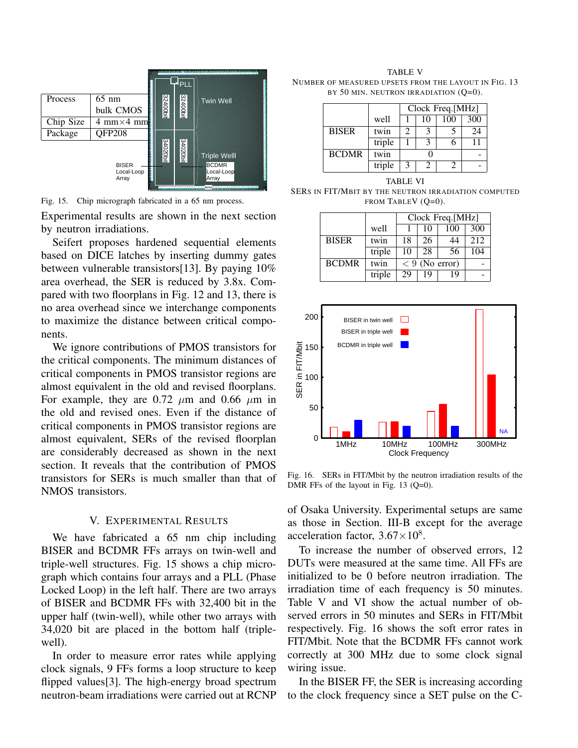| Process | 65 nm bulk CMOS |
|---|---|
| Chip Size | 4 mm×4 mm |
| Package | QFP208 |

Fig. 15. Chip micrograph fabricated in a 65 nm process.

Experimental results are shown in the next section by neutron irradiations.

Seifert proposes hardened sequential elements based on DICE latches by inserting dummy gates between vulnerable transistors[13]. By paying 10% area overhead, the SER is reduced by 3.8x. Compared with two floorplans in Fig. 12 and 13, there is no area overhead since we interchange components to maximize the distance between critical components.

We ignore contributions of PMOS transistors for the critical components. The minimum distances of critical components in PMOS transistor regions are almost equivalent in the old and revised floorplans. For example, they are 0.72 $\mu$m and 0.66 $\mu$m in the old and revised ones. Even if the distance of critical components in PMOS transistor regions are almost equivalent, SERs of the revised floorplan are considerably decreased as shown in the next section. It reveals that the contribution of PMOS transistors for SERs is much smaller than that of NMOS transistors.

## V. Experimental Results

We have fabricated a 65 nm chip including BISER and BCDMR FFs arrays on twin-well and triple-well structures. Fig. 15 shows a chip micrograph which contains four arrays and a PLL (Phase Locked Loop) in the left half. There are two arrays of BISER and BCDMR FFs with 32,400 bit in the upper half (twin-well), while other two arrays with 34,020 bit are placed in the bottom half (triple-well).

In order to measure error rates while applying clock signals, 9 FFs forms a loop structure to keep flipped values[3]. The high-energy broad spectrum neutron-beam irradiations were carried out at RCNP of Osaka University. Experimental setups are same as those in Section. III-B except for the average acceleration factor, $3.67\times10^8$.

To increase the number of observed errors, 12 DUTs were measured at the same time. All FFs are initialized to be 0 before neutron irradiation. The irradiation time of each frequency is 50 minutes. Table V and VI show the actual number of observed errors in 50 minutes and SERs in FIT/Mbit respectively. Fig. 16 shows the soft error rates in FIT/Mbit. Note that the BCDMR FFs cannot work correctly at 300 MHz due to some clock signal wiring issue.

In the BISER FF, the SER is increasing according to the clock frequency since a SET pulse on the C-

TABLE V
Number of measured upsets from the layout in Fig. 13 by 50 min. neutron irradiation (Q=0).

| | well | Clock Freq.[MHz] 1 | 10 | 100 | 300 |
|---|---|---|---|---|---|
| BISER | twin | 2 | 3 | 5 | 24 |
| | triple | 1 | 3 | 6 | 11 |
| BCDMR | twin | 0 | | | - |
| | triple | 3 | 2 | 2 | - |

TABLE VI
SERs in FIT/Mbit by the neutron irradiation computed from TableV (Q=0).

| | well | Clock Freq.[MHz] 1 | 10 | 100 | 300 |
|---|---|---|---|---|---|
| BISER | twin | 18 | 26 | 44 | 212 |
| | triple | 10 | 28 | 56 | 104 |
| BCDMR | twin | < 9 (No error) | | | - |
| | triple | 29 | 19 | 19 | - |

Fig. 16. SERs in FIT/Mbit by the neutron irradiation results of the DMR FFs of the layout in Fig. 13 (Q=0).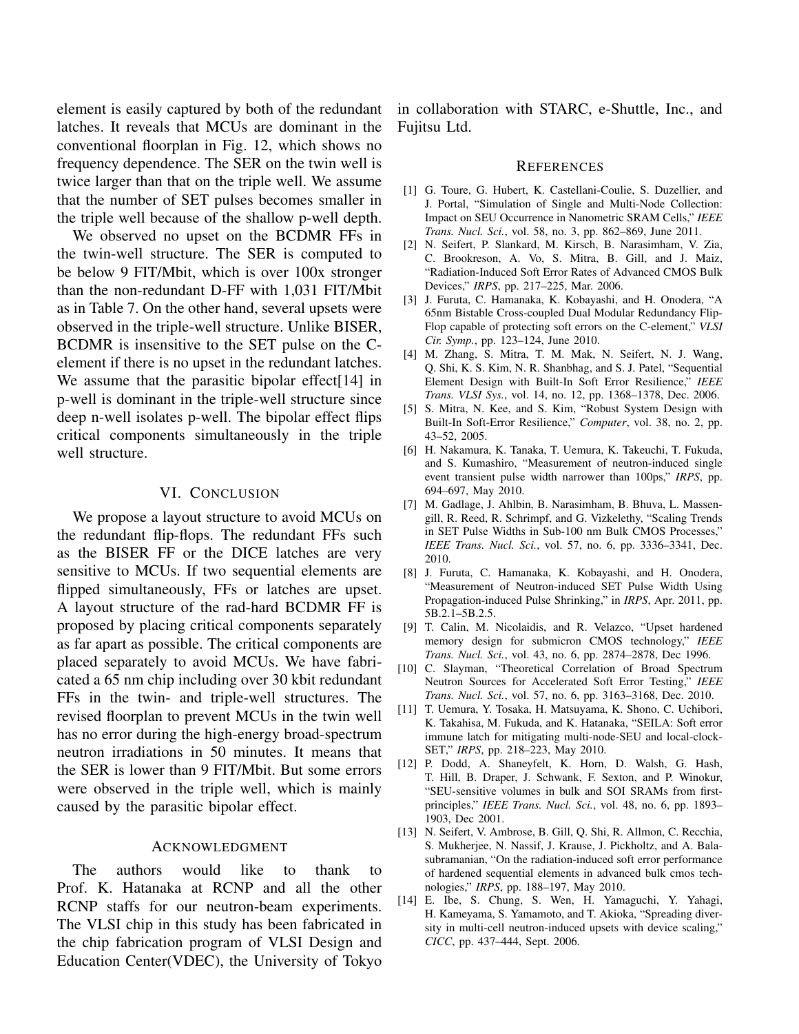element is easily captured by both of the redundant latches. It reveals that MCUs are dominant in the conventional floorplan in Fig. 12, which shows no frequency dependence. The SER on the twin well is twice larger than that on the triple well. We assume that the number of SET pulses becomes smaller in the triple well because of the shallow p-well depth.

We observed no upset on the BCDMR FFs in the twin-well structure. The SER is computed to be below 9 FIT/Mbit, which is over 100x stronger than the non-redundant D-FF with 1,031 FIT/Mbit as in Table 7. On the other hand, several upsets were observed in the triple-well structure. Unlike BISER, BCDMR is insensitive to the SET pulse on the C-element if there is no upset in the redundant latches. We assume that the parasitic bipolar effect[14] in p-well is dominant in the triple-well structure since deep n-well isolates p-well. The bipolar effect flips critical components simultaneously in the triple well structure.

## VI. Conclusion

We propose a layout structure to avoid MCUs on the redundant flip-flops. The redundant FFs such as the BISER FF or the DICE latches are very sensitive to MCUs. If two sequential elements are flipped simultaneously, FFs or latches are upset. A layout structure of the rad-hard BCDMR FF is proposed by placing critical components separately as far apart as possible. The critical components are placed separately to avoid MCUs. We have fabricated a 65 nm chip including over 30 kbit redundant FFs in the twin- and triple-well structures. The revised floorplan to prevent MCUs in the twin well has no error during the high-energy broad-spectrum neutron irradiations in 50 minutes. It means that the SER is lower than 9 FIT/Mbit. But some errors were observed in the triple well, which is mainly caused by the parasitic bipolar effect.

## Acknowledgment

The authors would like to thank to Prof. K. Hatanaka at RCNP and all the other RCNP staffs for our neutron-beam experiments. The VLSI chip in this study has been fabricated in the chip fabrication program of VLSI Design and Education Center(VDEC), the University of Tokyo in collaboration with STARC, e-Shuttle, Inc., and Fujitsu Ltd.

## References

[1] G. Toure, G. Hubert, K. Castellani-Coulie, S. Duzellier, and J. Portal, "Simulation of Single and Multi-Node Collection: Impact on SEU Occurrence in Nanometric SRAM Cells," *IEEE Trans. Nucl. Sci.*, vol. 58, no. 3, pp. 862–869, June 2011.

[2] N. Seifert, P. Slankard, M. Kirsch, B. Narasimham, V. Zia, C. Brookreson, A. Vo, S. Mitra, B. Gill, and J. Maiz, "Radiation-Induced Soft Error Rates of Advanced CMOS Bulk Devices," *IRPS*, pp. 217–225, Mar. 2006.

[3] J. Furuta, C. Hamanaka, K. Kobayashi, and H. Onodera, "A 65nm Bistable Cross-coupled Dual Modular Redundancy Flip-Flop capable of protecting soft errors on the C-element," *VLSI Cir. Symp.*, pp. 123–124, June 2010.

[4] M. Zhang, S. Mitra, T. M. Mak, N. Seifert, N. J. Wang, Q. Shi, K. S. Kim, N. R. Shanbhag, and S. J. Patel, "Sequential Element Design with Built-In Soft Error Resilience," *IEEE Trans. VLSI Sys.*, vol. 14, no. 12, pp. 1368–1378, Dec. 2006.

[5] S. Mitra, N. Kee, and S. Kim, "Robust System Design with Built-In Soft-Error Resilience," *Computer*, vol. 38, no. 2, pp. 43–52, 2005.

[6] H. Nakamura, K. Tanaka, T. Uemura, K. Takeuchi, T. Fukuda, and S. Kumashiro, "Measurement of neutron-induced single event transient pulse width narrower than 100ps," *IRPS*, pp. 694–697, May 2010.

[7] M. Gadlage, J. Ahlbin, B. Narasimham, B. Bhuva, L. Massengill, R. Reed, R. Schrimpf, and G. Vizkelethy, "Scaling Trends in SET Pulse Widths in Sub-100 nm Bulk CMOS Processes," *IEEE Trans. Nucl. Sci.*, vol. 57, no. 6, pp. 3336–3341, Dec. 2010.

[8] J. Furuta, C. Hamanaka, K. Kobayashi, and H. Onodera, "Measurement of Neutron-induced SET Pulse Width Using Propagation-induced Pulse Shrinking," in *IRPS*, Apr. 2011, pp. 5B.2.1–5B.2.5.

[9] T. Calin, M. Nicolaidis, and R. Velazco, "Upset hardened memory design for submicron CMOS technology," *IEEE Trans. Nucl. Sci.*, vol. 43, no. 6, pp. 2874–2878, Dec 1996.

[10] C. Slayman, "Theoretical Correlation of Broad Spectrum Neutron Sources for Accelerated Soft Error Testing," *IEEE Trans. Nucl. Sci.*, vol. 57, no. 6, pp. 3163–3168, Dec. 2010.

[11] T. Uemura, Y. Tosaka, H. Matsuyama, K. Shono, C. Uchibori, K. Takahisa, M. Fukuda, and K. Hatanaka, "SEILA: Soft error immune latch for mitigating multi-node-SEU and local-clock-SET," *IRPS*, pp. 218–223, May 2010.

[12] P. Dodd, A. Shaneyfelt, K. Horn, D. Walsh, G. Hash, T. Hill, B. Draper, J. Schwank, F. Sexton, and P. Winokur, "SEU-sensitive volumes in bulk and SOI SRAMs from first-principles," *IEEE Trans. Nucl. Sci.*, vol. 48, no. 6, pp. 1893–1903, Dec 2001.

[13] N. Seifert, V. Ambrose, B. Gill, Q. Shi, R. Allmon, C. Recchia, S. Mukherjee, N. Nassif, J. Krause, J. Pickholtz, and A. Balasubramanian, "On the radiation-induced soft error performance of hardened sequential elements in advanced bulk cmos technologies," *IRPS*, pp. 188–197, May 2010.

[14] E. Ibe, S. Chung, S. Wen, H. Yamaguchi, Y. Yahagi, H. Kameyama, S. Yamamoto, and T. Akioka, "Spreading diversity in multi-cell neutron-induced upsets with device scaling," *CICC*, pp. 437–444, Sept. 2006.